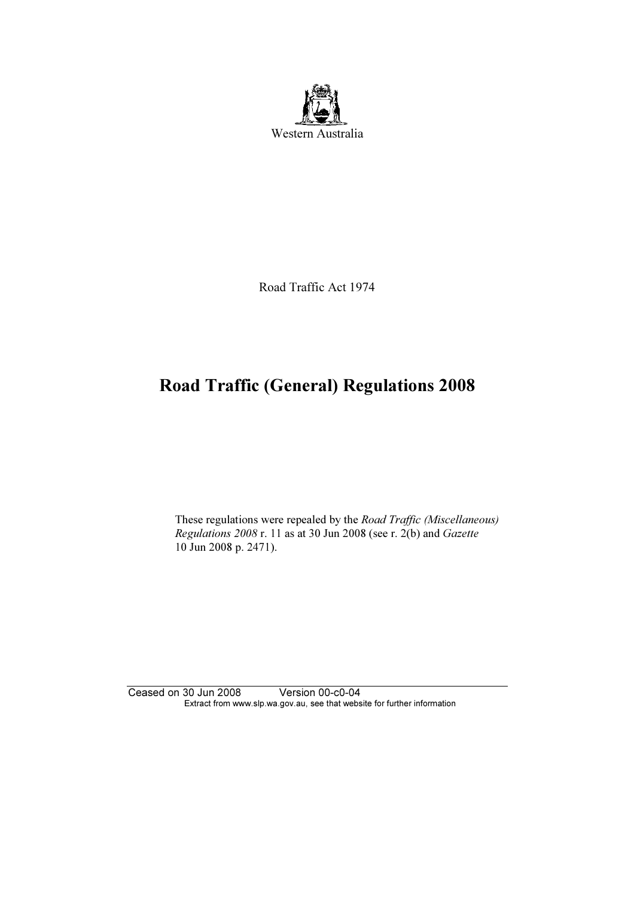Western Australia

Road Traffic Act 1974

# Road Traffic (General) Regulations 2008

These regulations were repealed by the *Road Traffic (Miscellaneous) Regulations 2008* r. 11 as at 30 Jun 2008 (see r. 2(b) and *Gazette* 10 Jun 2008 p. 2471).

Ceased on 30 Jun 2008 Version 00-c0-04

Extract from www.slp.wa.gov.au, see that website for further information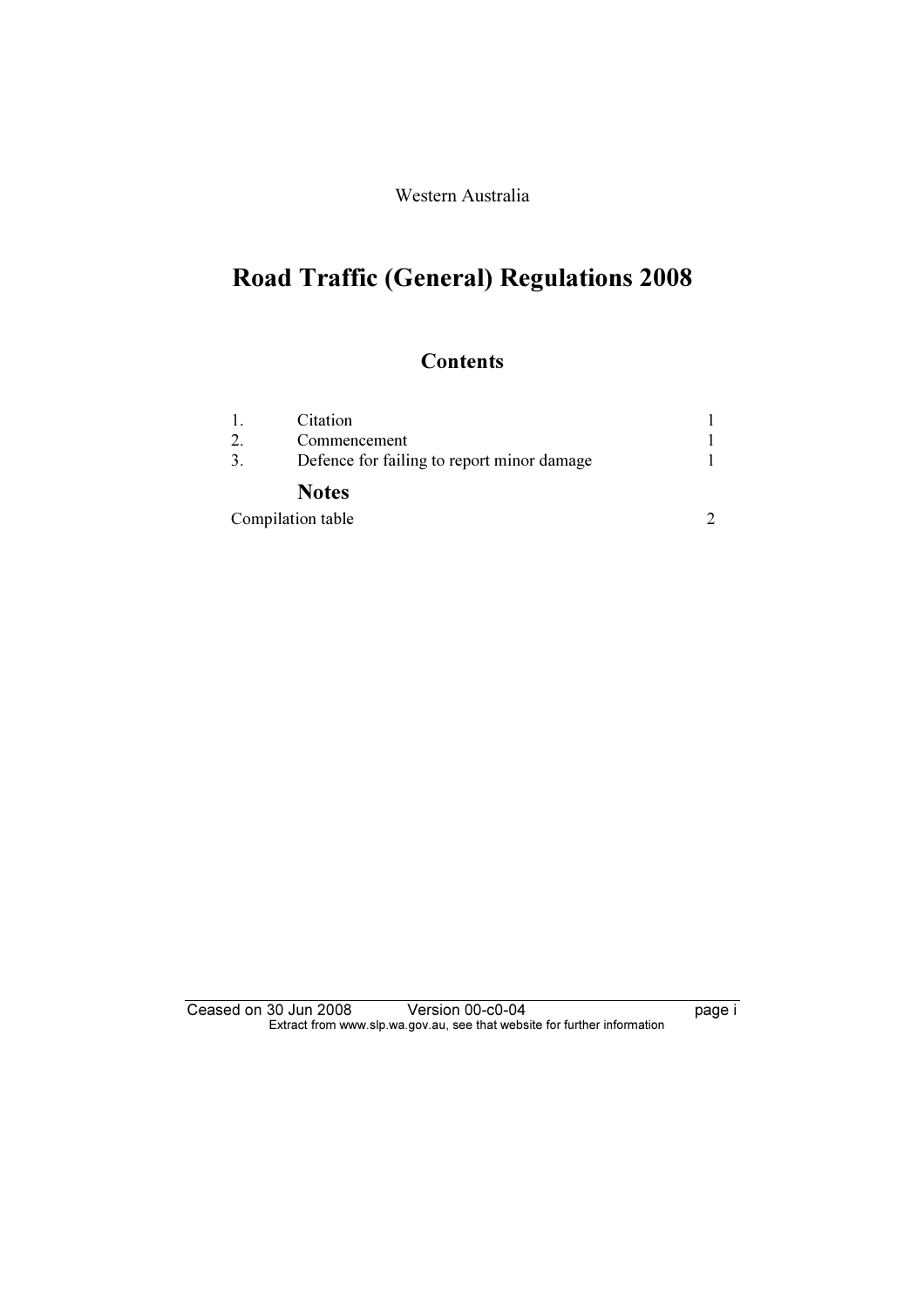Western Australia

# Road Traffic (General) Regulations 2008

## Contents

| | | |
|---|---|---|
| 1. | Citation | 1 |
| 2. | Commencement | 1 |
| 3. | Defence for failing to report minor damage | 1 |
| | **Notes** | |
| Compilation table | | 2 |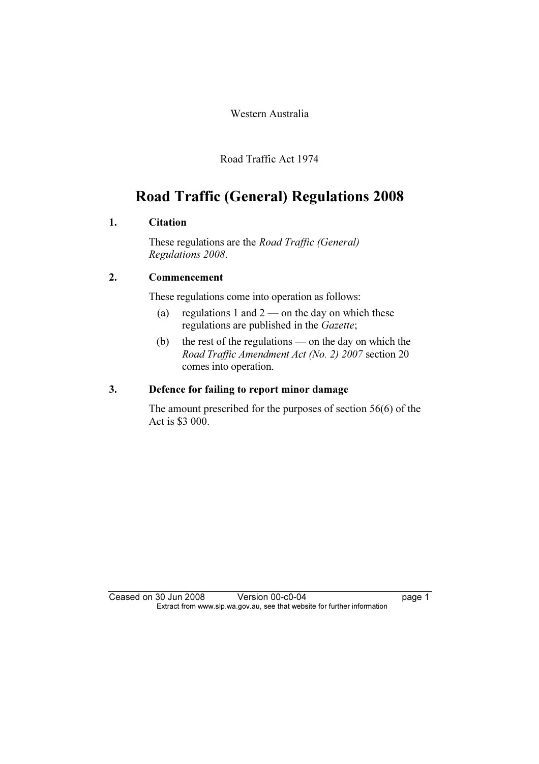Western Australia

Road Traffic Act 1974

# Road Traffic (General) Regulations 2008

## 1. Citation

These regulations are the *Road Traffic (General) Regulations 2008*.

## 2. Commencement

These regulations come into operation as follows:

(a) regulations 1 and 2 — on the day on which these regulations are published in the *Gazette*;

(b) the rest of the regulations — on the day on which the *Road Traffic Amendment Act (No. 2) 2007* section 20 comes into operation.

## 3. Defence for failing to report minor damage

The amount prescribed for the purposes of section 56(6) of the Act is $3 000.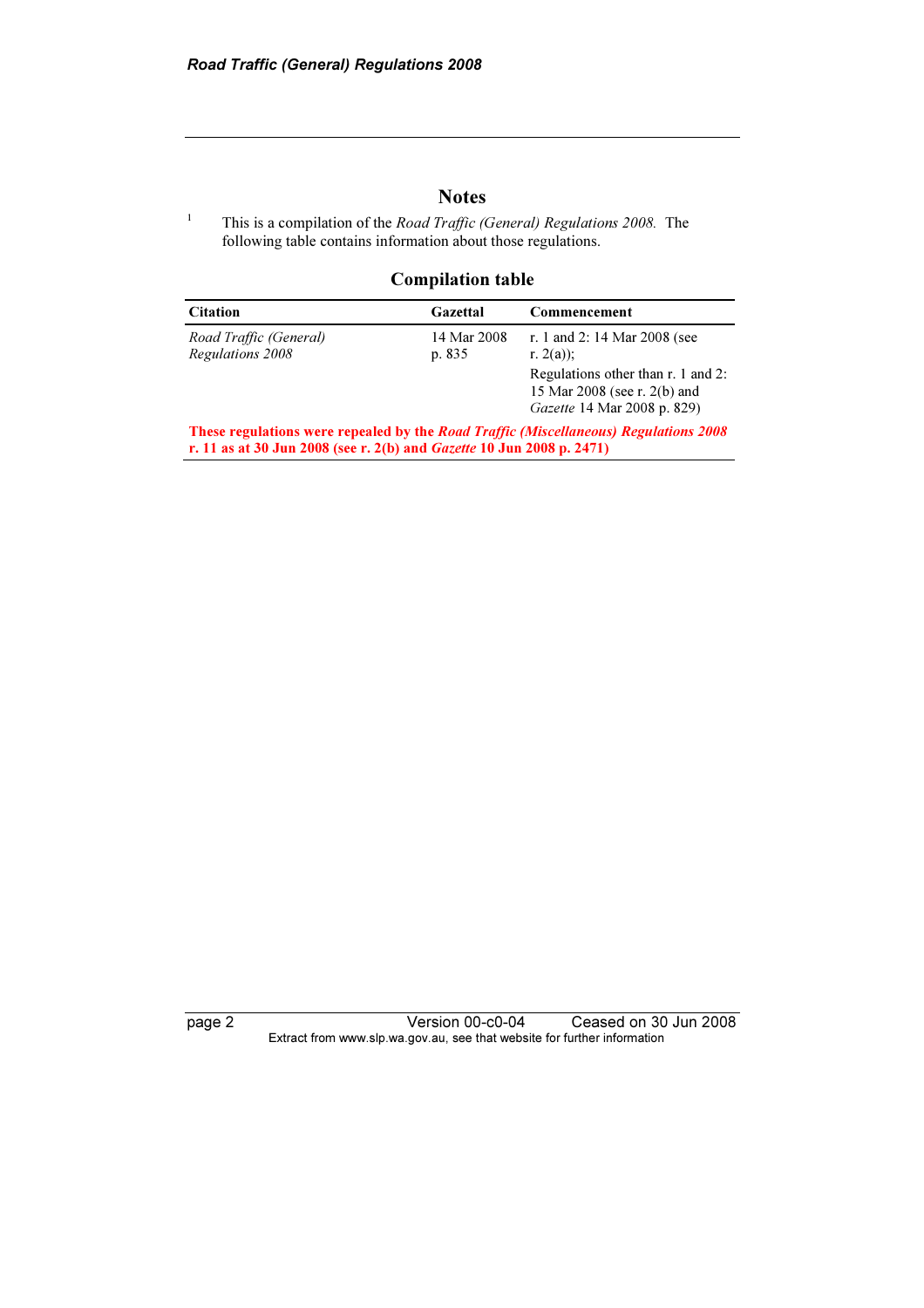## Notes

[1] This is a compilation of the *Road Traffic (General) Regulations 2008.* The following table contains information about those regulations.

### Compilation table

| Citation | Gazettal | Commencement |
|---|---|---|
| *Road Traffic (General) Regulations 2008* | 14 Mar 2008 p. 835 | r. 1 and 2: 14 Mar 2008 (see r. 2(a)); Regulations other than r. 1 and 2: 15 Mar 2008 (see r. 2(b) and *Gazette* 14 Mar 2008 p. 829) |
| **These regulations were repealed by the *Road Traffic (Miscellaneous) Regulations 2008* r. 11 as at 30 Jun 2008 (see r. 2(b) and *Gazette* 10 Jun 2008 p. 2471)** | | |